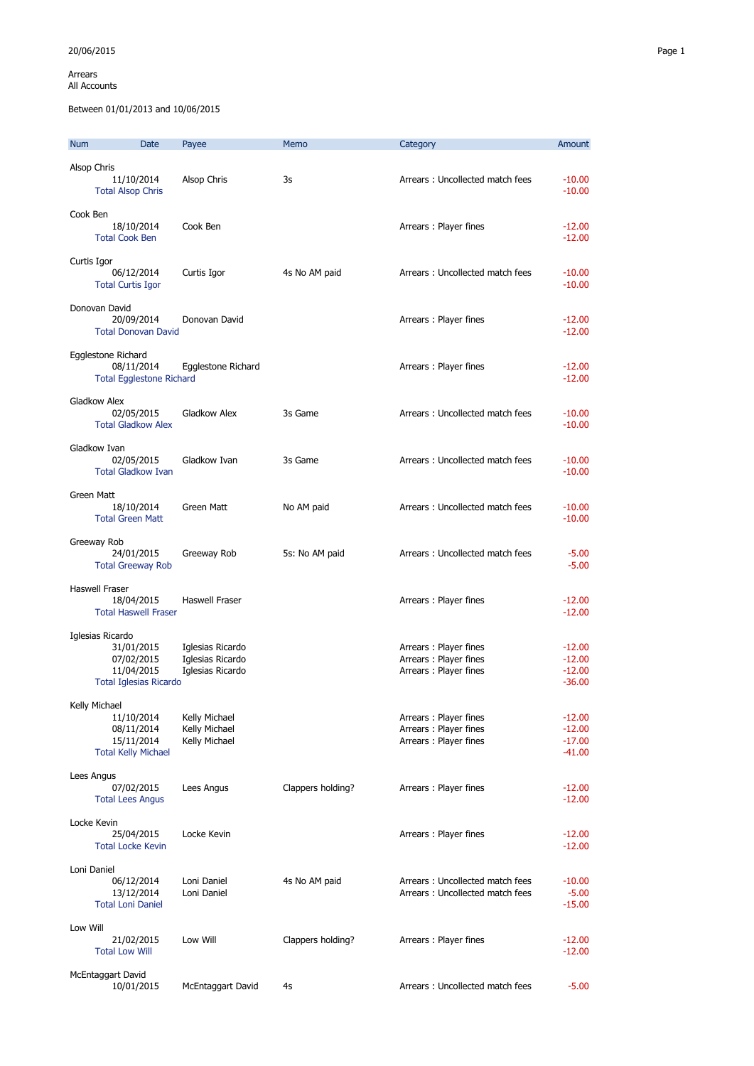20/06/2015

Arrears
All Accounts

Between 01/01/2013 and 10/06/2015

| Num | Date | Payee | Memo | Category | Amount |
|---|---|---|---|---|---|
| Alsop Chris | | | | | |
| | 11/10/2014 | Alsop Chris | 3s | Arrears : Uncollected match fees | -10.00 |
| Total Alsop Chris | | | | | -10.00 |
| Cook Ben | | | | | |
| | 18/10/2014 | Cook Ben | | Arrears : Player fines | -12.00 |
| Total Cook Ben | | | | | -12.00 |
| Curtis Igor | | | | | |
| | 06/12/2014 | Curtis Igor | 4s No AM paid | Arrears : Uncollected match fees | -10.00 |
| Total Curtis Igor | | | | | -10.00 |
| Donovan David | | | | | |
| | 20/09/2014 | Donovan David | | Arrears : Player fines | -12.00 |
| Total Donovan David | | | | | -12.00 |
| Egglestone Richard | | | | | |
| | 08/11/2014 | Egglestone Richard | | Arrears : Player fines | -12.00 |
| Total Egglestone Richard | | | | | -12.00 |
| Gladkow Alex | | | | | |
| | 02/05/2015 | Gladkow Alex | 3s Game | Arrears : Uncollected match fees | -10.00 |
| Total Gladkow Alex | | | | | -10.00 |
| Gladkow Ivan | | | | | |
| | 02/05/2015 | Gladkow Ivan | 3s Game | Arrears : Uncollected match fees | -10.00 |
| Total Gladkow Ivan | | | | | -10.00 |
| Green Matt | | | | | |
| | 18/10/2014 | Green Matt | No AM paid | Arrears : Uncollected match fees | -10.00 |
| Total Green Matt | | | | | -10.00 |
| Greeway Rob | | | | | |
| | 24/01/2015 | Greeway Rob | 5s: No AM paid | Arrears : Uncollected match fees | -5.00 |
| Total Greeway Rob | | | | | -5.00 |
| Haswell Fraser | | | | | |
| | 18/04/2015 | Haswell Fraser | | Arrears : Player fines | -12.00 |
| Total Haswell Fraser | | | | | -12.00 |
| Iglesias Ricardo | | | | | |
| | 31/01/2015 | Iglesias Ricardo | | Arrears : Player fines | -12.00 |
| | 07/02/2015 | Iglesias Ricardo | | Arrears : Player fines | -12.00 |
| | 11/04/2015 | Iglesias Ricardo | | Arrears : Player fines | -12.00 |
| Total Iglesias Ricardo | | | | | -36.00 |
| Kelly Michael | | | | | |
| | 11/10/2014 | Kelly Michael | | Arrears : Player fines | -12.00 |
| | 08/11/2014 | Kelly Michael | | Arrears : Player fines | -12.00 |
| | 15/11/2014 | Kelly Michael | | Arrears : Player fines | -17.00 |
| Total Kelly Michael | | | | | -41.00 |
| Lees Angus | | | | | |
| | 07/02/2015 | Lees Angus | Clappers holding? | Arrears : Player fines | -12.00 |
| Total Lees Angus | | | | | -12.00 |
| Locke Kevin | | | | | |
| | 25/04/2015 | Locke Kevin | | Arrears : Player fines | -12.00 |
| Total Locke Kevin | | | | | -12.00 |
| Loni Daniel | | | | | |
| | 06/12/2014 | Loni Daniel | 4s No AM paid | Arrears : Uncollected match fees | -10.00 |
| | 13/12/2014 | Loni Daniel | | Arrears : Uncollected match fees | -5.00 |
| Total Loni Daniel | | | | | -15.00 |
| Low Will | | | | | |
| | 21/02/2015 | Low Will | Clappers holding? | Arrears : Player fines | -12.00 |
| Total Low Will | | | | | -12.00 |
| McEntaggart David | | | | | |
| | 10/01/2015 | McEntaggart David | 4s | Arrears : Uncollected match fees | -5.00 |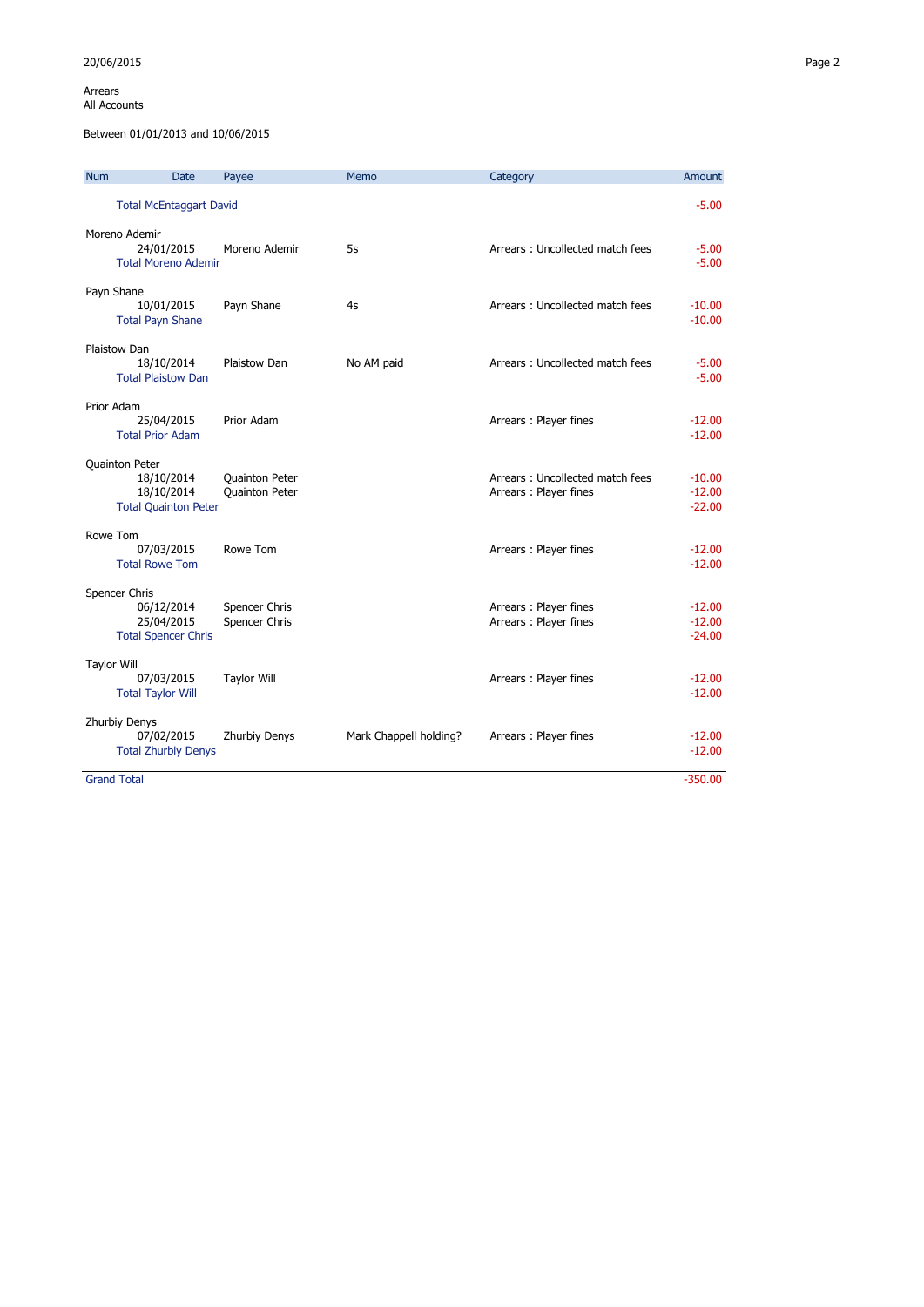Arrears
All Accounts

Between 01/01/2013 and 10/06/2015

| Num | Date | Payee | Memo | Category | Amount |
|---|---|---|---|---|---|
| Total McEntaggart David | | | | | -5.00 |
| Moreno Ademir | | | | | |
| | 24/01/2015 | Moreno Ademir | 5s | Arrears : Uncollected match fees | -5.00 |
| Total Moreno Ademir | | | | | -5.00 |
| Payn Shane | | | | | |
| | 10/01/2015 | Payn Shane | 4s | Arrears : Uncollected match fees | -10.00 |
| Total Payn Shane | | | | | -10.00 |
| Plaistow Dan | | | | | |
| | 18/10/2014 | Plaistow Dan | No AM paid | Arrears : Uncollected match fees | -5.00 |
| Total Plaistow Dan | | | | | -5.00 |
| Prior Adam | | | | | |
| | 25/04/2015 | Prior Adam | | Arrears : Player fines | -12.00 |
| Total Prior Adam | | | | | -12.00 |
| Quainton Peter | | | | | |
| | 18/10/2014 | Quainton Peter | | Arrears : Uncollected match fees | -10.00 |
| | 18/10/2014 | Quainton Peter | | Arrears : Player fines | -12.00 |
| Total Quainton Peter | | | | | -22.00 |
| Rowe Tom | | | | | |
| | 07/03/2015 | Rowe Tom | | Arrears : Player fines | -12.00 |
| Total Rowe Tom | | | | | -12.00 |
| Spencer Chris | | | | | |
| | 06/12/2014 | Spencer Chris | | Arrears : Player fines | -12.00 |
| | 25/04/2015 | Spencer Chris | | Arrears : Player fines | -12.00 |
| Total Spencer Chris | | | | | -24.00 |
| Taylor Will | | | | | |
| | 07/03/2015 | Taylor Will | | Arrears : Player fines | -12.00 |
| Total Taylor Will | | | | | -12.00 |
| Zhurbiy Denys | | | | | |
| | 07/02/2015 | Zhurbiy Denys | Mark Chappell holding? | Arrears : Player fines | -12.00 |
| Total Zhurbiy Denys | | | | | -12.00 |
| Grand Total | | | | | -350.00 |